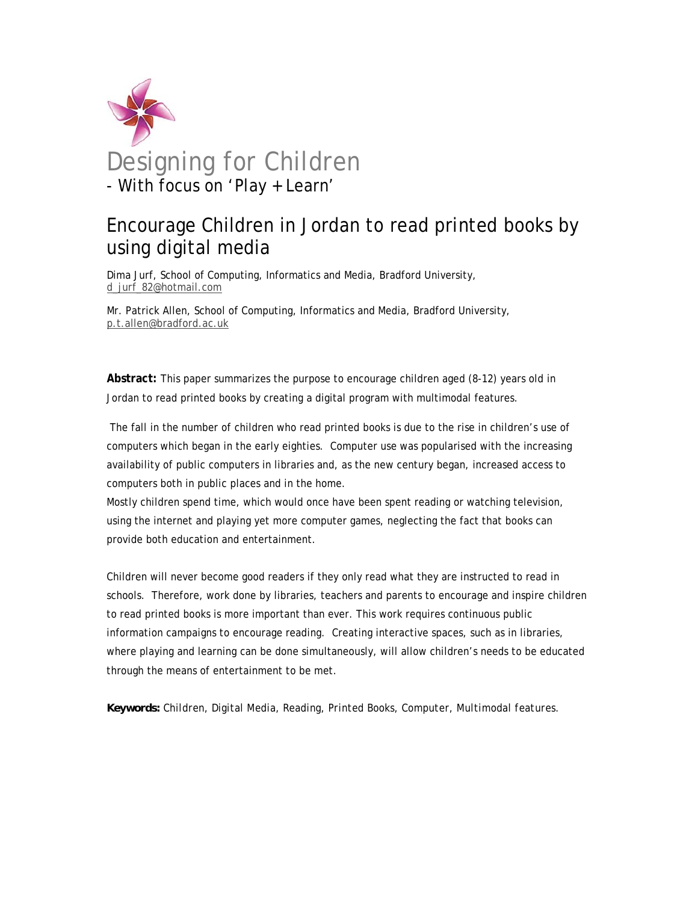# Designing for Children

- With focus on 'Play + Learn'

## Encourage Children in Jordan to read printed books by using digital media

Dima Jurf, School of Computing, Informatics and Media, Bradford University, d_jurf_82@hotmail.com

Mr. Patrick Allen, School of Computing, Informatics and Media, Bradford University, p.t.allen@bradford.ac.uk

**Abstract:** This paper summarizes the purpose to encourage children aged (8-12) years old in Jordan to read printed books by creating a digital program with multimodal features.

The fall in the number of children who read printed books is due to the rise in children's use of computers which began in the early eighties. Computer use was popularised with the increasing availability of public computers in libraries and, as the new century began, increased access to computers both in public places and in the home.

Mostly children spend time, which would once have been spent reading or watching television, using the internet and playing yet more computer games, neglecting the fact that books can provide both education and entertainment.

Children will never become good readers if they only read what they are instructed to read in schools. Therefore, work done by libraries, teachers and parents to encourage and inspire children to read printed books is more important than ever. This work requires continuous public information campaigns to encourage reading. Creating interactive spaces, such as in libraries, where playing and learning can be done simultaneously, will allow children's needs to be educated through the means of entertainment to be met.

**Keywords:** Children, Digital Media, Reading, Printed Books, Computer, Multimodal features.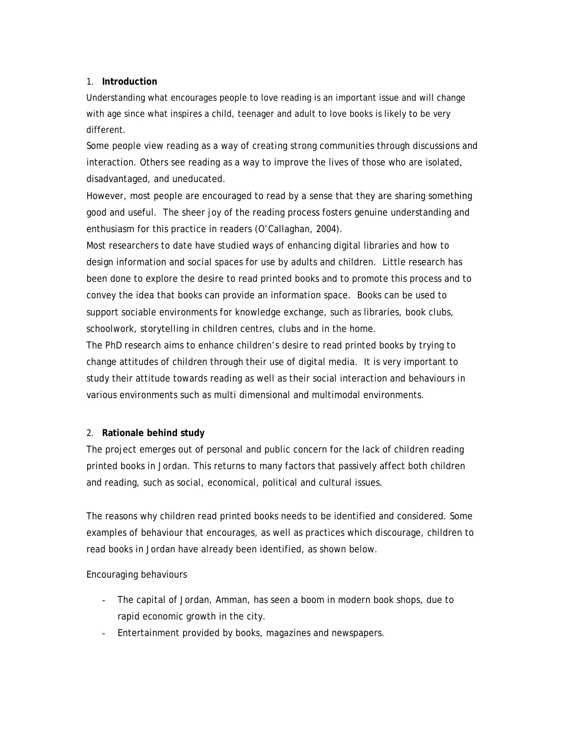## 1. Introduction

Understanding what encourages people to love reading is an important issue and will change with age since what inspires a child, teenager and adult to love books is likely to be very different.

Some people view reading as a way of creating strong communities through discussions and interaction. Others see reading as a way to improve the lives of those who are isolated, disadvantaged, and uneducated.

However, most people are encouraged to read by a sense that they are sharing something good and useful. The sheer joy of the reading process fosters genuine understanding and enthusiasm for this practice in readers (O'Callaghan, 2004).

Most researchers to date have studied ways of enhancing digital libraries and how to design information and social spaces for use by adults and children. Little research has been done to explore the desire to read printed books and to promote this process and to convey the idea that books can provide an information space. Books can be used to support sociable environments for knowledge exchange, such as libraries, book clubs, schoolwork, storytelling in children centres, clubs and in the home.

The PhD research aims to enhance children's desire to read printed books by trying to change attitudes of children through their use of digital media. It is very important to study their attitude towards reading as well as their social interaction and behaviours in various environments such as multi dimensional and multimodal environments.

## 2. Rationale behind study

The project emerges out of personal and public concern for the lack of children reading printed books in Jordan. This returns to many factors that passively affect both children and reading, such as social, economical, political and cultural issues.

The reasons why children read printed books needs to be identified and considered. Some examples of behaviour that encourages, as well as practices which discourage, children to read books in Jordan have already been identified, as shown below.

Encouraging behaviours

- The capital of Jordan, Amman, has seen a boom in modern book shops, due to rapid economic growth in the city.
- Entertainment provided by books, magazines and newspapers.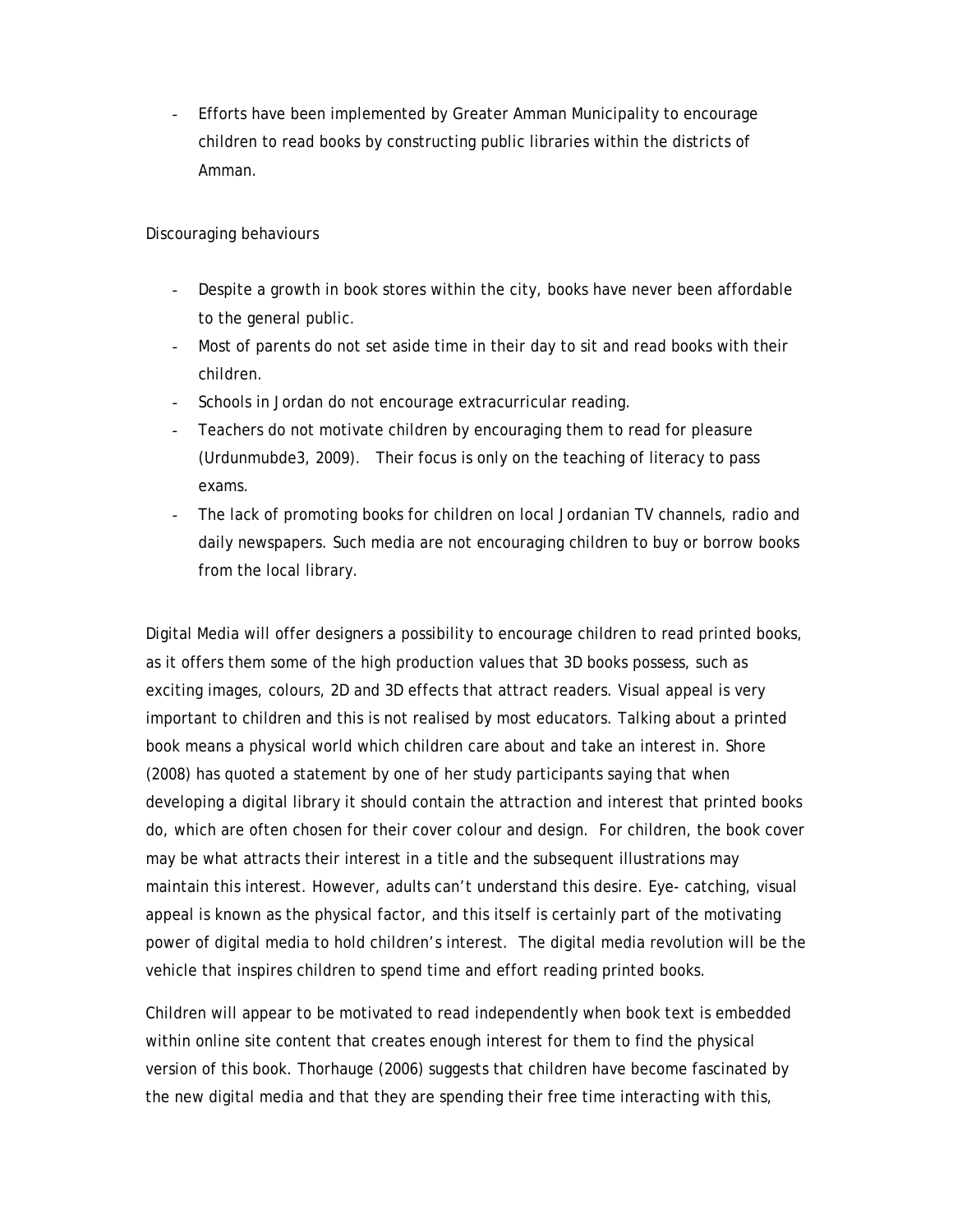- Efforts have been implemented by Greater Amman Municipality to encourage children to read books by constructing public libraries within the districts of Amman.

Discouraging behaviours

- Despite a growth in book stores within the city, books have never been affordable to the general public.
- Most of parents do not set aside time in their day to sit and read books with their children.
- Schools in Jordan do not encourage extracurricular reading.
- Teachers do not motivate children by encouraging them to read for pleasure (Urdunmubde3, 2009). Their focus is only on the teaching of literacy to pass exams.
- The lack of promoting books for children on local Jordanian TV channels, radio and daily newspapers. Such media are not encouraging children to buy or borrow books from the local library.

Digital Media will offer designers a possibility to encourage children to read printed books, as it offers them some of the high production values that 3D books possess, such as exciting images, colours, 2D and 3D effects that attract readers. Visual appeal is very important to children and this is not realised by most educators. Talking about a printed book means a physical world which children care about and take an interest in. Shore (2008) has quoted a statement by one of her study participants saying that when developing a digital library it should contain the attraction and interest that printed books do, which are often chosen for their cover colour and design. For children, the book cover may be what attracts their interest in a title and the subsequent illustrations may maintain this interest. However, adults can't understand this desire. Eye- catching, visual appeal is known as the physical factor, and this itself is certainly part of the motivating power of digital media to hold children's interest. The digital media revolution will be the vehicle that inspires children to spend time and effort reading printed books.

Children will appear to be motivated to read independently when book text is embedded within online site content that creates enough interest for them to find the physical version of this book. Thorhauge (2006) suggests that children have become fascinated by the new digital media and that they are spending their free time interacting with this,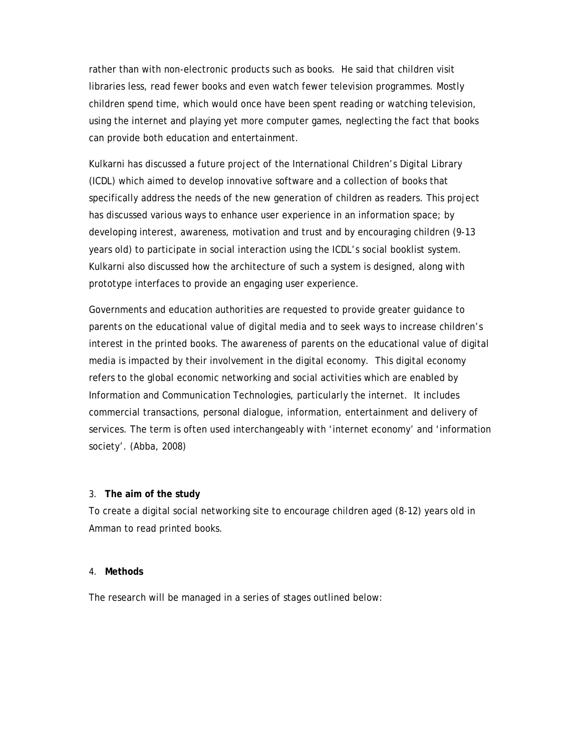rather than with non-electronic products such as books. He said that children visit libraries less, read fewer books and even watch fewer television programmes. Mostly children spend time, which would once have been spent reading or watching television, using the internet and playing yet more computer games, neglecting the fact that books can provide both education and entertainment.

Kulkarni has discussed a future project of the International Children's Digital Library (ICDL) which aimed to develop innovative software and a collection of books that specifically address the needs of the new generation of children as readers. This project has discussed various ways to enhance user experience in an information space; by developing interest, awareness, motivation and trust and by encouraging children (9-13 years old) to participate in social interaction using the ICDL's social booklist system. Kulkarni also discussed how the architecture of such a system is designed, along with prototype interfaces to provide an engaging user experience.

Governments and education authorities are requested to provide greater guidance to parents on the educational value of digital media and to seek ways to increase children's interest in the printed books. The awareness of parents on the educational value of digital media is impacted by their involvement in the digital economy. This digital economy refers to the global economic networking and social activities which are enabled by Information and Communication Technologies, particularly the internet. It includes commercial transactions, personal dialogue, information, entertainment and delivery of services. The term is often used interchangeably with 'internet economy' and 'information society'. (Abba, 2008)

## 3. The aim of the study

To create a digital social networking site to encourage children aged (8-12) years old in Amman to read printed books.

## 4. Methods

The research will be managed in a series of stages outlined below: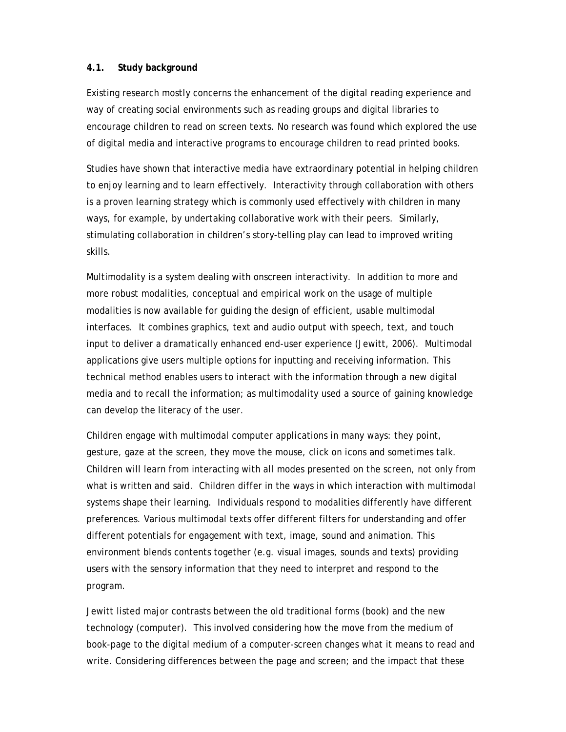### 4.1. Study background

Existing research mostly concerns the enhancement of the digital reading experience and way of creating social environments such as reading groups and digital libraries to encourage children to read on screen texts. No research was found which explored the use of digital media and interactive programs to encourage children to read printed books.

Studies have shown that interactive media have extraordinary potential in helping children to enjoy learning and to learn effectively. Interactivity through collaboration with others is a proven learning strategy which is commonly used effectively with children in many ways, for example, by undertaking collaborative work with their peers. Similarly, stimulating collaboration in children's story-telling play can lead to improved writing skills.

Multimodality is a system dealing with onscreen interactivity. In addition to more and more robust modalities, conceptual and empirical work on the usage of multiple modalities is now available for guiding the design of efficient, usable multimodal interfaces. It combines graphics, text and audio output with speech, text, and touch input to deliver a dramatically enhanced end-user experience (Jewitt, 2006). Multimodal applications give users multiple options for inputting and receiving information. This technical method enables users to interact with the information through a new digital media and to recall the information; as multimodality used a source of gaining knowledge can develop the literacy of the user.

Children engage with multimodal computer applications in many ways: they point, gesture, gaze at the screen, they move the mouse, click on icons and sometimes talk. Children will learn from interacting with all modes presented on the screen, not only from what is written and said. Children differ in the ways in which interaction with multimodal systems shape their learning. Individuals respond to modalities differently have different preferences. Various multimodal texts offer different filters for understanding and offer different potentials for engagement with text, image, sound and animation. This environment blends contents together (e.g. visual images, sounds and texts) providing users with the sensory information that they need to interpret and respond to the program.

Jewitt listed major contrasts between the old traditional forms (book) and the new technology (computer). This involved considering how the move from the medium of book-page to the digital medium of a computer-screen changes what it means to read and write. Considering differences between the page and screen; and the impact that these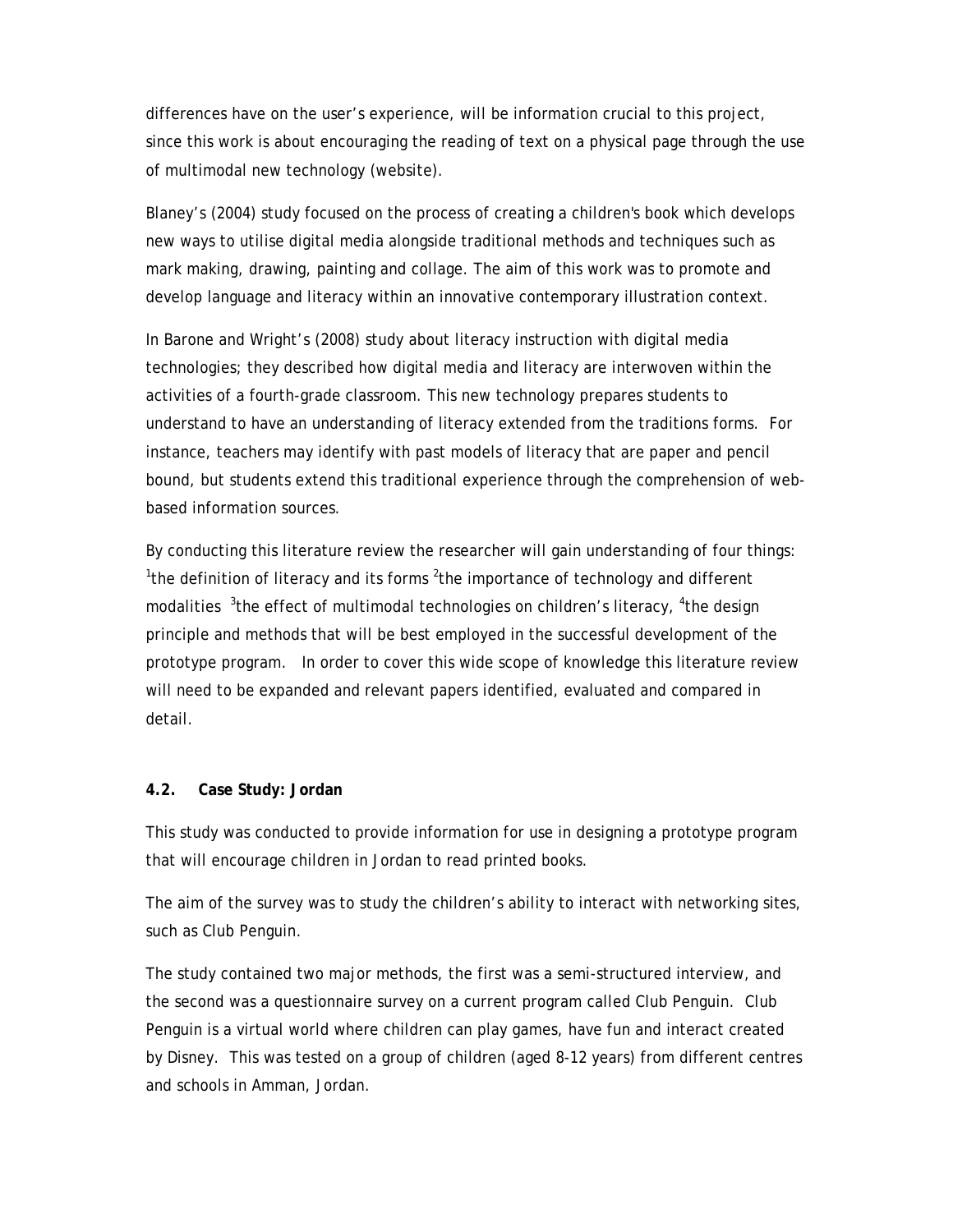differences have on the user's experience, will be information crucial to this project, since this work is about encouraging the reading of text on a physical page through the use of multimodal new technology (website).

Blaney's (2004) study focused on the process of creating a children's book which develops new ways to utilise digital media alongside traditional methods and techniques such as mark making, drawing, painting and collage. The aim of this work was to promote and develop language and literacy within an innovative contemporary illustration context.

In Barone and Wright's (2008) study about literacy instruction with digital media technologies; they described how digital media and literacy are interwoven within the activities of a fourth-grade classroom. This new technology prepares students to understand to have an understanding of literacy extended from the traditions forms. For instance, teachers may identify with past models of literacy that are paper and pencil bound, but students extend this traditional experience through the comprehension of web-based information sources.

By conducting this literature review the researcher will gain understanding of four things: [1]the definition of literacy and its forms [2]the importance of technology and different modalities [3]the effect of multimodal technologies on children's literacy, [4]the design principle and methods that will be best employed in the successful development of the prototype program. In order to cover this wide scope of knowledge this literature review will need to be expanded and relevant papers identified, evaluated and compared in detail.

### 4.2. Case Study: Jordan

This study was conducted to provide information for use in designing a prototype program that will encourage children in Jordan to read printed books.

The aim of the survey was to study the children's ability to interact with networking sites, such as Club Penguin.

The study contained two major methods, the first was a semi-structured interview, and the second was a questionnaire survey on a current program called Club Penguin. Club Penguin is a virtual world where children can play games, have fun and interact created by Disney. This was tested on a group of children (aged 8-12 years) from different centres and schools in Amman, Jordan.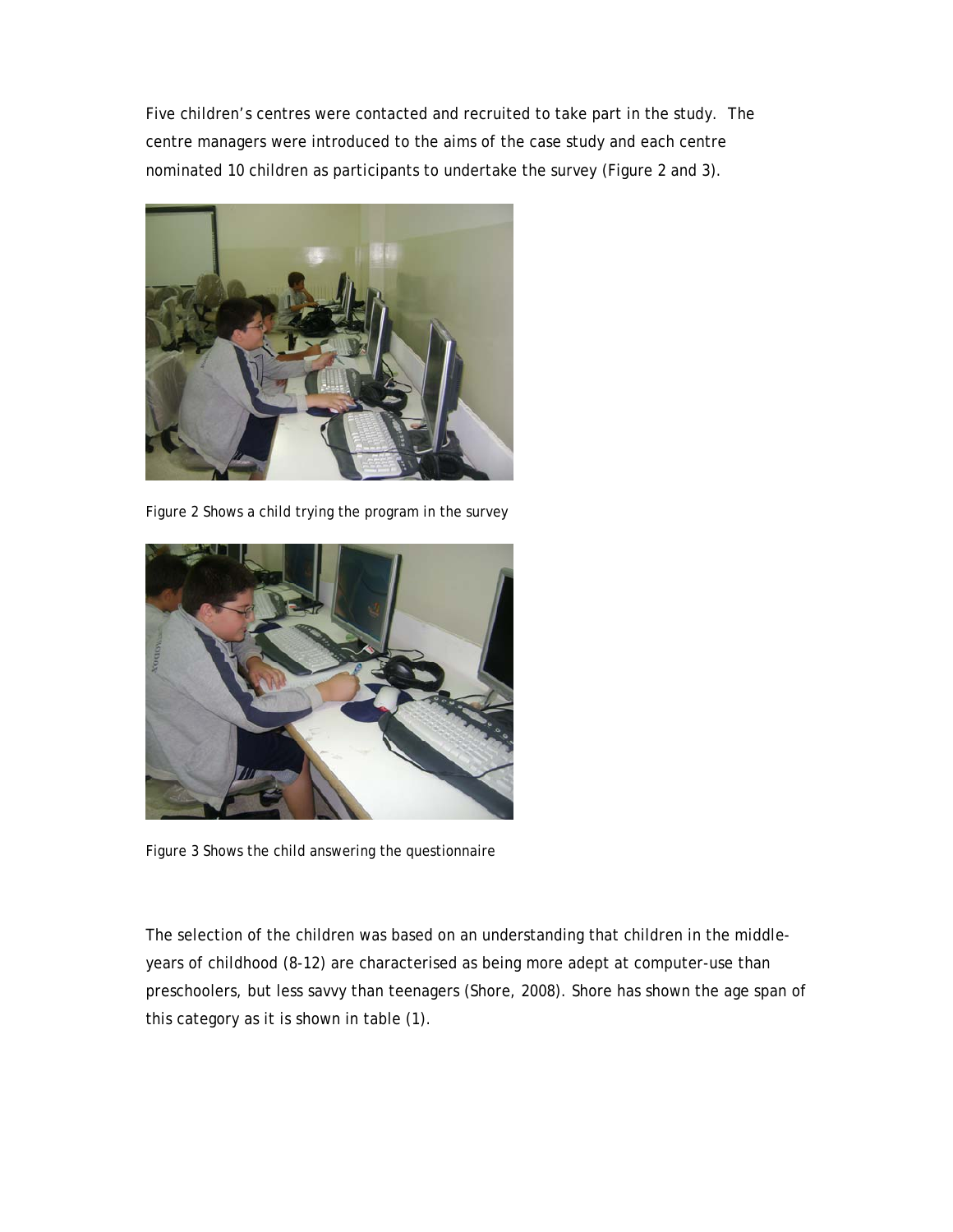Five children's centres were contacted and recruited to take part in the study. The centre managers were introduced to the aims of the case study and each centre nominated 10 children as participants to undertake the survey (Figure 2 and 3).

Figure 2 Shows a child trying the program in the survey

Figure 3 Shows the child answering the questionnaire

The selection of the children was based on an understanding that children in the middle-years of childhood (8-12) are characterised as being more adept at computer-use than preschoolers, but less savvy than teenagers (Shore, 2008). Shore has shown the age span of this category as it is shown in table (1).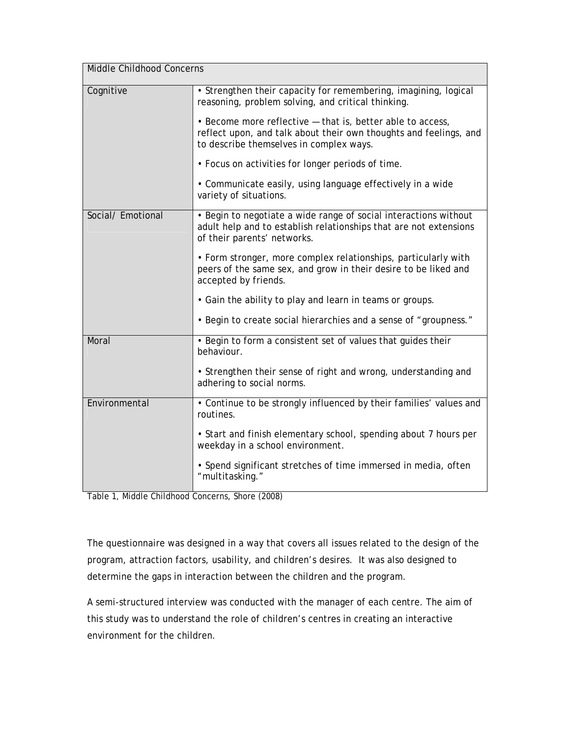| Middle Childhood Concerns | |
|---|---|
| Cognitive | • Strengthen their capacity for remembering, imagining, logical reasoning, problem solving, and critical thinking.<br><br>• Become more reflective — that is, better able to access, reflect upon, and talk about their own thoughts and feelings, and to describe themselves in complex ways.<br><br>• Focus on activities for longer periods of time.<br><br>• Communicate easily, using language effectively in a wide variety of situations. |
| Social/ Emotional | • Begin to negotiate a wide range of social interactions without adult help and to establish relationships that are not extensions of their parents' networks.<br><br>• Form stronger, more complex relationships, particularly with peers of the same sex, and grow in their desire to be liked and accepted by friends.<br><br>• Gain the ability to play and learn in teams or groups.<br><br>• Begin to create social hierarchies and a sense of "groupness." |
| Moral | • Begin to form a consistent set of values that guides their behaviour.<br><br>• Strengthen their sense of right and wrong, understanding and adhering to social norms. |
| Environmental | • Continue to be strongly influenced by their families' values and routines.<br><br>• Start and finish elementary school, spending about 7 hours per weekday in a school environment.<br><br>• Spend significant stretches of time immersed in media, often "multitasking." |

Table 1, Middle Childhood Concerns, Shore (2008)

The questionnaire was designed in a way that covers all issues related to the design of the program, attraction factors, usability, and children's desires. It was also designed to determine the gaps in interaction between the children and the program.

A semi-structured interview was conducted with the manager of each centre. The aim of this study was to understand the role of children's centres in creating an interactive environment for the children.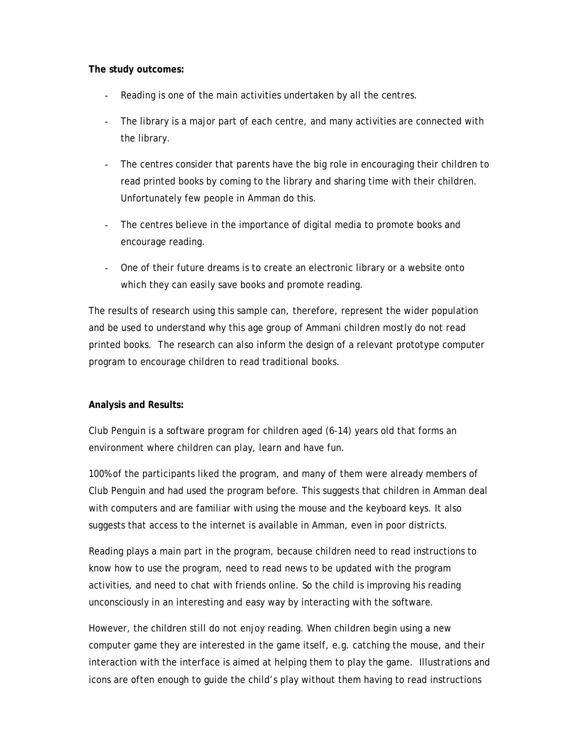**The study outcomes:**

- Reading is one of the main activities undertaken by all the centres.
- The library is a major part of each centre, and many activities are connected with the library.
- The centres consider that parents have the big role in encouraging their children to read printed books by coming to the library and sharing time with their children. Unfortunately few people in Amman do this.
- The centres believe in the importance of digital media to promote books and encourage reading.
- One of their future dreams is to create an electronic library or a website onto which they can easily save books and promote reading.

The results of research using this sample can, therefore, represent the wider population and be used to understand why this age group of Ammani children mostly do not read printed books. The research can also inform the design of a relevant prototype computer program to encourage children to read traditional books.

**Analysis and Results:**

Club Penguin is a software program for children aged (6-14) years old that forms an environment where children can play, learn and have fun.

100% of the participants liked the program, and many of them were already members of Club Penguin and had used the program before. This suggests that children in Amman deal with computers and are familiar with using the mouse and the keyboard keys. It also suggests that access to the internet is available in Amman, even in poor districts.

Reading plays a main part in the program, because children need to read instructions to know how to use the program, need to read news to be updated with the program activities, and need to chat with friends online. So the child is improving his reading unconsciously in an interesting and easy way by interacting with the software.

However, the children still do not enjoy reading. When children begin using a new computer game they are interested in the game itself, e.g. catching the mouse, and their interaction with the interface is aimed at helping them to play the game. Illustrations and icons are often enough to guide the child's play without them having to read instructions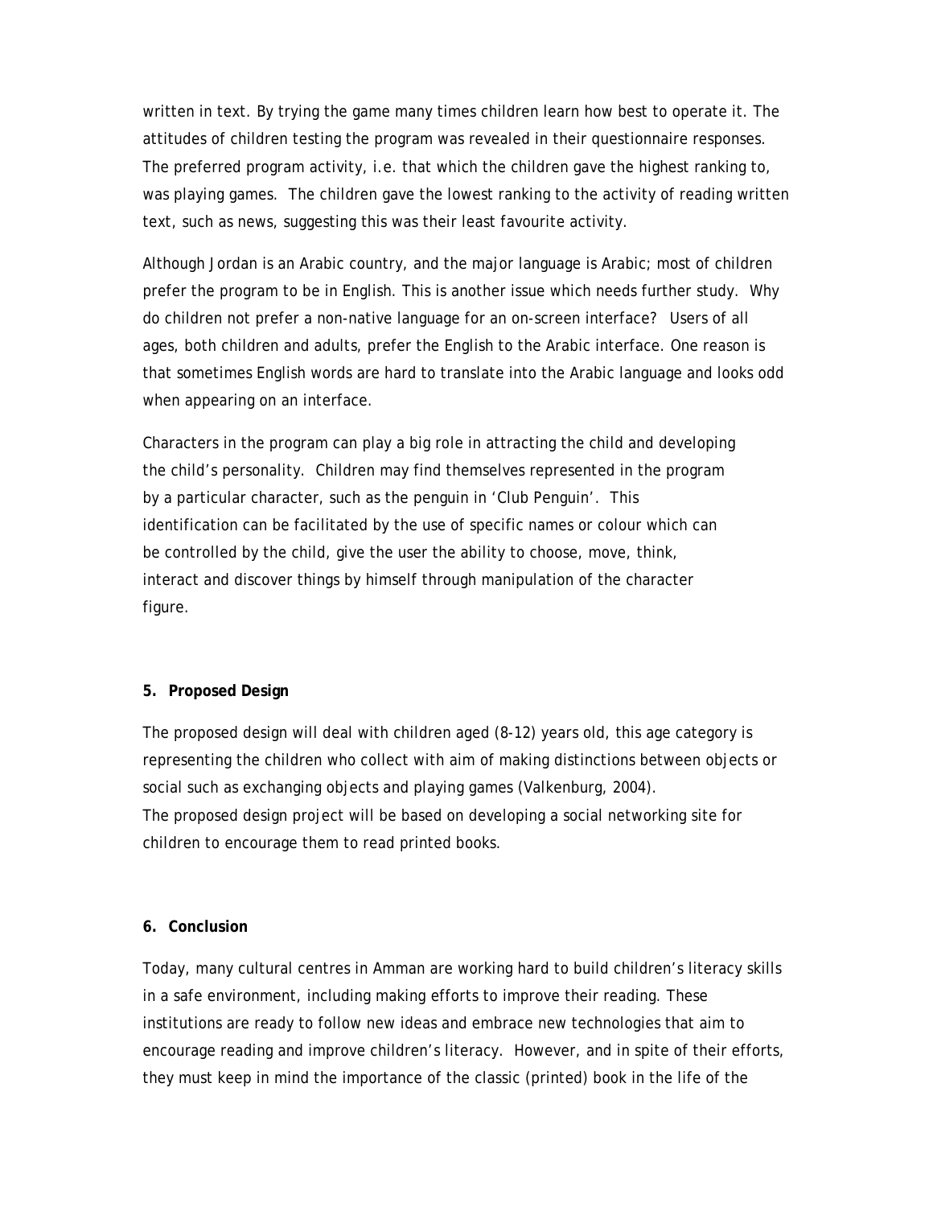written in text. By trying the game many times children learn how best to operate it. The attitudes of children testing the program was revealed in their questionnaire responses. The preferred program activity, i.e. that which the children gave the highest ranking to, was playing games. The children gave the lowest ranking to the activity of reading written text, such as news, suggesting this was their least favourite activity.

Although Jordan is an Arabic country, and the major language is Arabic; most of children prefer the program to be in English. This is another issue which needs further study. Why do children not prefer a non-native language for an on-screen interface? Users of all ages, both children and adults, prefer the English to the Arabic interface. One reason is that sometimes English words are hard to translate into the Arabic language and looks odd when appearing on an interface.

Characters in the program can play a big role in attracting the child and developing the child's personality. Children may find themselves represented in the program by a particular character, such as the penguin in 'Club Penguin'. This identification can be facilitated by the use of specific names or colour which can be controlled by the child, give the user the ability to choose, move, think, interact and discover things by himself through manipulation of the character figure.

## 5. Proposed Design

The proposed design will deal with children aged (8-12) years old, this age category is representing the children who collect with aim of making distinctions between objects or social such as exchanging objects and playing games (Valkenburg, 2004).
The proposed design project will be based on developing a social networking site for children to encourage them to read printed books.

## 6. Conclusion

Today, many cultural centres in Amman are working hard to build children's literacy skills in a safe environment, including making efforts to improve their reading. These institutions are ready to follow new ideas and embrace new technologies that aim to encourage reading and improve children's literacy. However, and in spite of their efforts, they must keep in mind the importance of the classic (printed) book in the life of the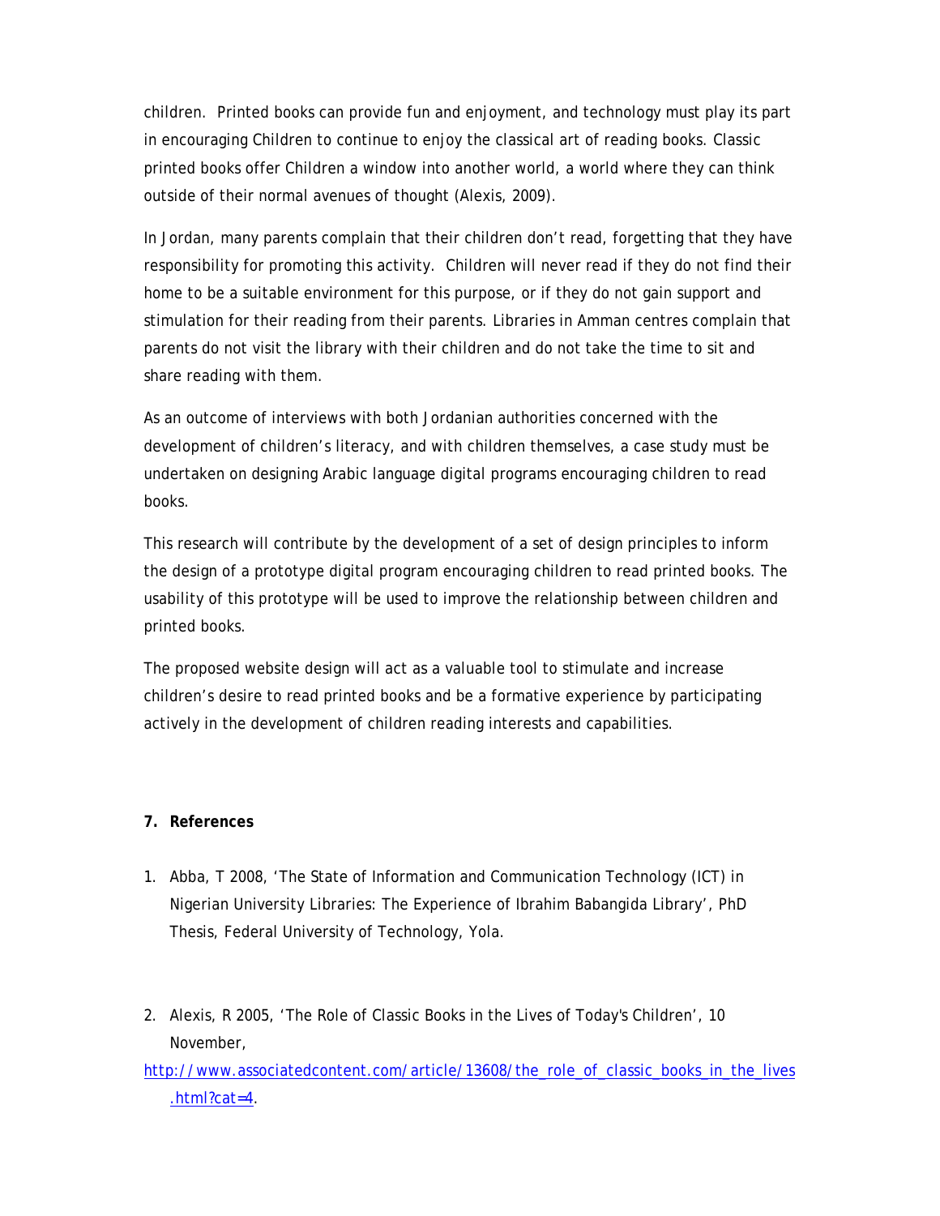children. Printed books can provide fun and enjoyment, and technology must play its part in encouraging Children to continue to enjoy the classical art of reading books. Classic printed books offer Children a window into another world, a world where they can think outside of their normal avenues of thought (Alexis, 2009).

In Jordan, many parents complain that their children don't read, forgetting that they have responsibility for promoting this activity. Children will never read if they do not find their home to be a suitable environment for this purpose, or if they do not gain support and stimulation for their reading from their parents. Libraries in Amman centres complain that parents do not visit the library with their children and do not take the time to sit and share reading with them.

As an outcome of interviews with both Jordanian authorities concerned with the development of children's literacy, and with children themselves, a case study must be undertaken on designing Arabic language digital programs encouraging children to read books.

This research will contribute by the development of a set of design principles to inform the design of a prototype digital program encouraging children to read printed books. The usability of this prototype will be used to improve the relationship between children and printed books.

The proposed website design will act as a valuable tool to stimulate and increase children's desire to read printed books and be a formative experience by participating actively in the development of children reading interests and capabilities.

## 7. References

1. Abba, T 2008, 'The State of Information and Communication Technology (ICT) in Nigerian University Libraries: The Experience of Ibrahim Babangida Library', PhD Thesis, Federal University of Technology, Yola.

2. Alexis, R 2005, 'The Role of Classic Books in the Lives of Today's Children', 10 November, http://www.associatedcontent.com/article/13608/the_role_of_classic_books_in_the_lives.html?cat=4.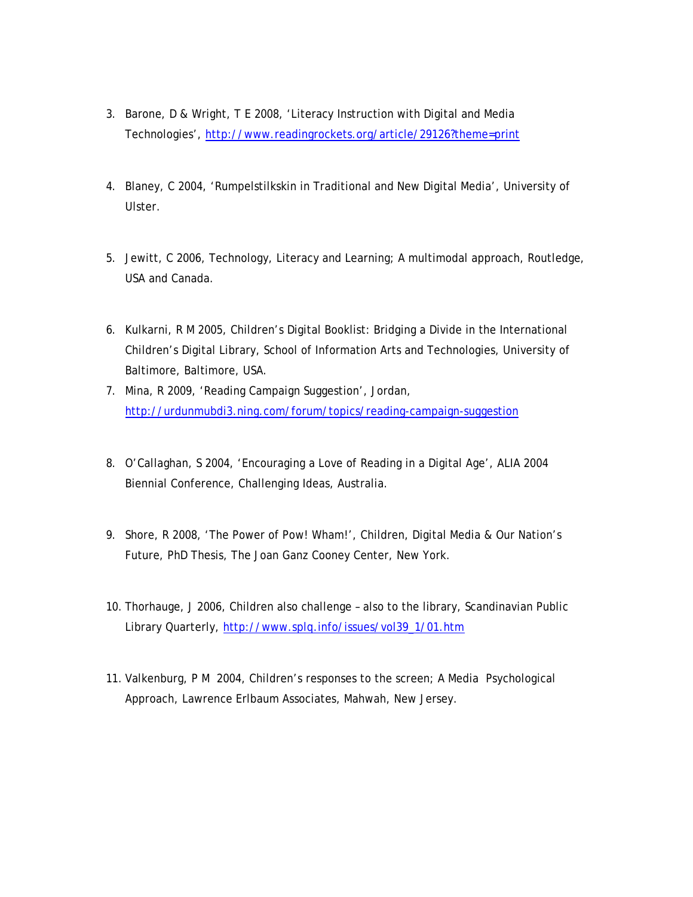3. Barone, D & Wright, T E 2008, 'Literacy Instruction with Digital and Media Technologies', http://www.readingrockets.org/article/29126?theme=print

4. Blaney, C 2004, 'Rumpelstilkskin in Traditional and New Digital Media', University of Ulster.

5. Jewitt, C 2006, Technology, Literacy and Learning; A multimodal approach, Routledge, USA and Canada.

6. Kulkarni, R M 2005, Children's Digital Booklist: Bridging a Divide in the International Children's Digital Library, School of Information Arts and Technologies, University of Baltimore, Baltimore, USA.

7. Mina, R 2009, 'Reading Campaign Suggestion', Jordan, http://urdunmubdi3.ning.com/forum/topics/reading-campaign-suggestion

8. O'Callaghan, S 2004, 'Encouraging a Love of Reading in a Digital Age', ALIA 2004 Biennial Conference, Challenging Ideas, Australia.

9. Shore, R 2008, 'The Power of Pow! Wham!', Children, Digital Media & Our Nation's Future, PhD Thesis, The Joan Ganz Cooney Center, New York.

10. Thorhauge, J 2006, Children also challenge – also to the library, Scandinavian Public Library Quarterly, http://www.splq.info/issues/vol39_1/01.htm

11. Valkenburg, P M 2004, Children's responses to the screen; A Media Psychological Approach, Lawrence Erlbaum Associates, Mahwah, New Jersey.